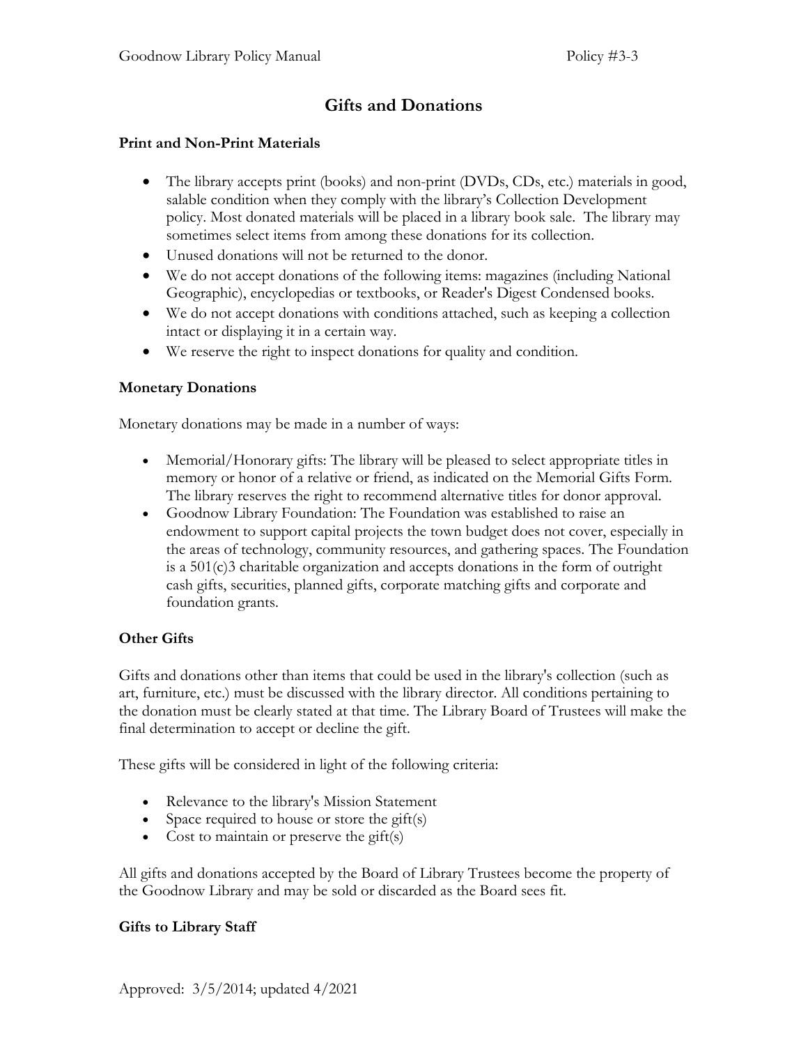# Gifts and Donations

## Print and Non-Print Materials

- The library accepts print (books) and non-print (DVDs, CDs, etc.) materials in good, salable condition when they comply with the library's Collection Development policy. Most donated materials will be placed in a library book sale. The library may sometimes select items from among these donations for its collection.
- Unused donations will not be returned to the donor.
- We do not accept donations of the following items: magazines (including National Geographic), encyclopedias or textbooks, or Reader's Digest Condensed books.
- We do not accept donations with conditions attached, such as keeping a collection intact or displaying it in a certain way.
- We reserve the right to inspect donations for quality and condition.

## Monetary Donations

Monetary donations may be made in a number of ways:

- Memorial/Honorary gifts: The library will be pleased to select appropriate titles in memory or honor of a relative or friend, as indicated on the Memorial Gifts Form. The library reserves the right to recommend alternative titles for donor approval.
- Goodnow Library Foundation: The Foundation was established to raise an endowment to support capital projects the town budget does not cover, especially in the areas of technology, community resources, and gathering spaces. The Foundation is a 501(c)3 charitable organization and accepts donations in the form of outright cash gifts, securities, planned gifts, corporate matching gifts and corporate and foundation grants.

## Other Gifts

Gifts and donations other than items that could be used in the library's collection (such as art, furniture, etc.) must be discussed with the library director. All conditions pertaining to the donation must be clearly stated at that time. The Library Board of Trustees will make the final determination to accept or decline the gift.

These gifts will be considered in light of the following criteria:

- Relevance to the library's Mission Statement
- Space required to house or store the gift(s)
- Cost to maintain or preserve the gift(s)

All gifts and donations accepted by the Board of Library Trustees become the property of the Goodnow Library and may be sold or discarded as the Board sees fit.

## Gifts to Library Staff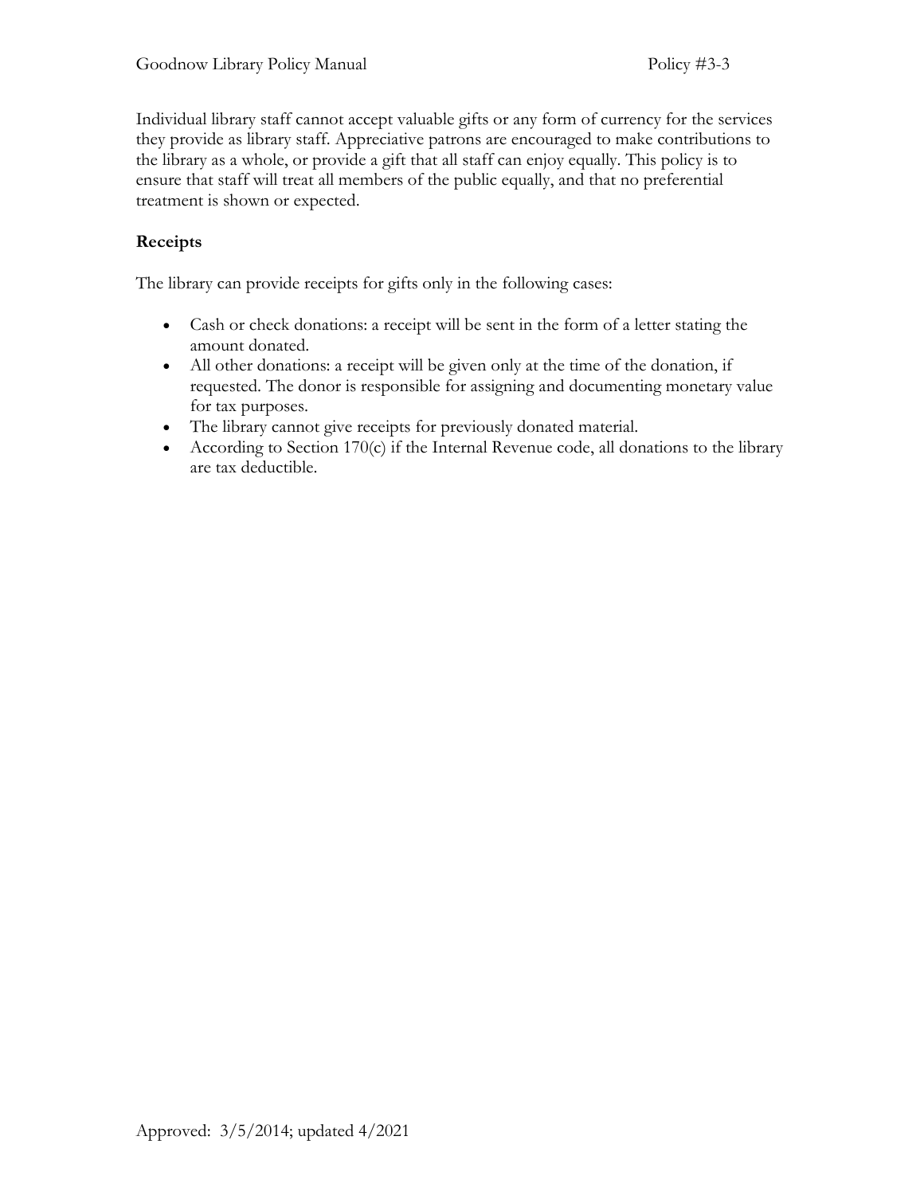Individual library staff cannot accept valuable gifts or any form of currency for the services they provide as library staff. Appreciative patrons are encouraged to make contributions to the library as a whole, or provide a gift that all staff can enjoy equally. This policy is to ensure that staff will treat all members of the public equally, and that no preferential treatment is shown or expected.

**Receipts**

The library can provide receipts for gifts only in the following cases:

- Cash or check donations: a receipt will be sent in the form of a letter stating the amount donated.
- All other donations: a receipt will be given only at the time of the donation, if requested. The donor is responsible for assigning and documenting monetary value for tax purposes.
- The library cannot give receipts for previously donated material.
- According to Section 170(c) if the Internal Revenue code, all donations to the library are tax deductible.

Approved: 3/5/2014; updated 4/2021